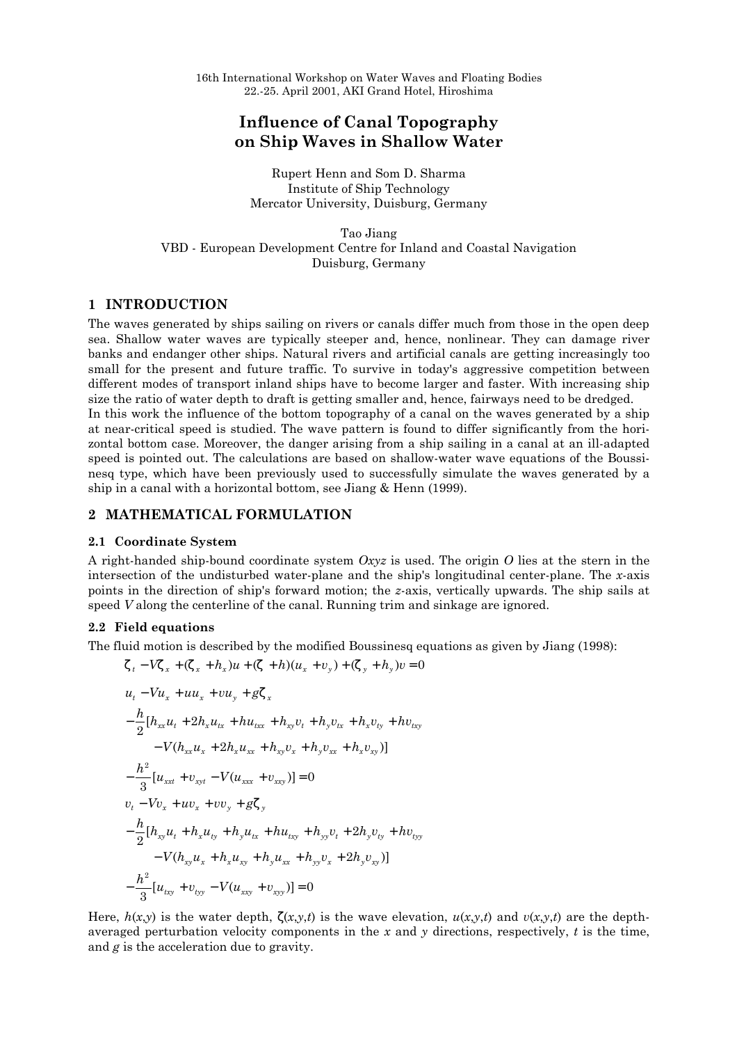16th International Workshop on Water Waves and Floating Bodies
22.-25. April 2001, AKI Grand Hotel, Hiroshima

# Influence of Canal Topography on Ship Waves in Shallow Water

Rupert Henn and Som D. Sharma
Institute of Ship Technology
Mercator University, Duisburg, Germany

Tao Jiang
VBD - European Development Centre for Inland and Coastal Navigation
Duisburg, Germany

## 1 INTRODUCTION

The waves generated by ships sailing on rivers or canals differ much from those in the open deep sea. Shallow water waves are typically steeper and, hence, nonlinear. They can damage river banks and endanger other ships. Natural rivers and artificial canals are getting increasingly too small for the present and future traffic. To survive in today's aggressive competition between different modes of transport inland ships have to become larger and faster. With increasing ship size the ratio of water depth to draft is getting smaller and, hence, fairways need to be dredged.

In this work the influence of the bottom topography of a canal on the waves generated by a ship at near-critical speed is studied. The wave pattern is found to differ significantly from the horizontal bottom case. Moreover, the danger arising from a ship sailing in a canal at an ill-adapted speed is pointed out. The calculations are based on shallow-water wave equations of the Boussinesq type, which have been previously used to successfully simulate the waves generated by a ship in a canal with a horizontal bottom, see Jiang & Henn (1999).

## 2 MATHEMATICAL FORMULATION

### 2.1 Coordinate System

A right-handed ship-bound coordinate system *Oxyz* is used. The origin *O* lies at the stern in the intersection of the undisturbed water-plane and the ship's longitudinal center-plane. The *x*-axis points in the direction of ship's forward motion; the *z*-axis, vertically upwards. The ship sails at speed *V* along the centerline of the canal. Running trim and sinkage are ignored.

### 2.2 Field equations

The fluid motion is described by the modified Boussinesq equations as given by Jiang (1998):

$$\zeta_t - V\zeta_x + (\zeta_x + h_x)u + (\zeta + h)(u_x + v_y) + (\zeta_y + h_y)v = 0$$

$$
\begin{aligned}
& u_t - Vu_x + uu_x + vu_y + g\zeta_x \\
& -\frac{h}{2}[h_{xx}u_t + 2h_x u_{tx} + hu_{txx} + h_{xy}v_t + h_y v_{tx} + h_x v_{ty} + hv_{txy} \\
& \qquad -V(h_{xx}u_x + 2h_x u_{xx} + h_{xy}v_x + h_y v_{xx} + h_x v_{xy})] \\
& -\frac{h^2}{3}[u_{xxt} + v_{xyt} - V(u_{xxx} + v_{xxy})] = 0
\end{aligned}
$$

$$
\begin{aligned}
& v_t - Vv_x + uv_x + vv_y + g\zeta_y \\
& -\frac{h}{2}[h_{xy}u_t + h_x u_{ty} + h_y u_{tx} + hu_{txy} + h_{yy}v_t + 2h_y v_{ty} + hv_{tyy} \\
& \qquad -V(h_{xy}u_x + h_x u_{xy} + h_y u_{xx} + h_{yy}v_x + 2h_y v_{xy})] \\
& -\frac{h^2}{3}[u_{txy} + v_{tyy} - V(u_{xxy} + v_{xyy})] = 0
\end{aligned}
$$

Here, $h(x,y)$ is the water depth, $\zeta(x,y,t)$ is the wave elevation, $u(x,y,t)$ and $v(x,y,t)$ are the depth-averaged perturbation velocity components in the $x$ and $y$ directions, respectively, $t$ is the time, and $g$ is the acceleration due to gravity.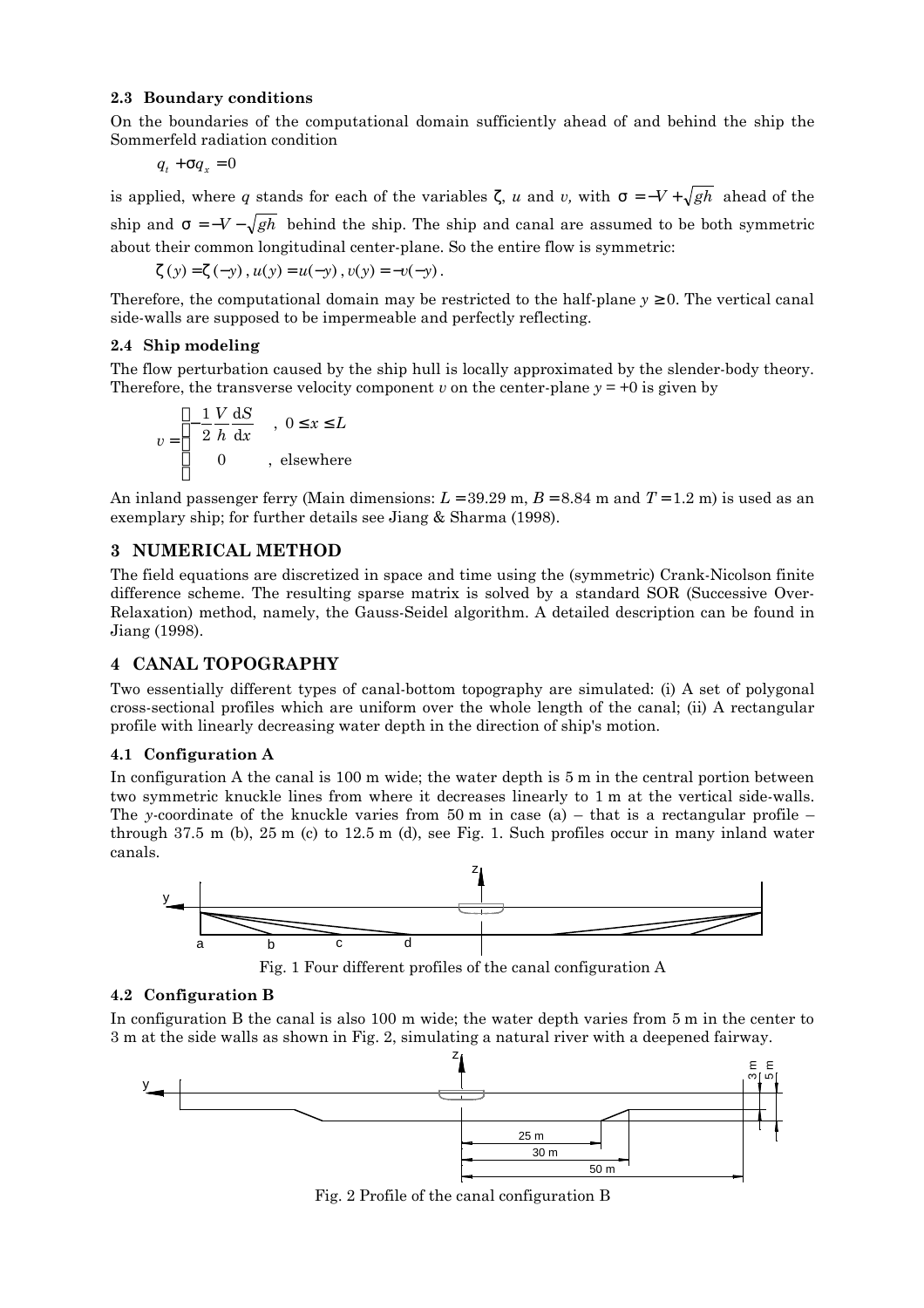### 2.3 Boundary conditions

On the boundaries of the computational domain sufficiently ahead of and behind the ship the Sommerfeld radiation condition

$$q_t + \sigma q_x = 0$$

is applied, where $q$ stands for each of the variables $\zeta$, $u$ and $v$, with $\sigma = -V + \sqrt{gh}$ ahead of the ship and $\sigma = -V - \sqrt{gh}$ behind the ship. The ship and canal are assumed to be both symmetric about their common longitudinal center-plane. So the entire flow is symmetric:

$$\zeta(y) = \zeta(-y)\,,\; u(y) = u(-y)\,,\; v(y) = -v(-y)\,.$$

Therefore, the computational domain may be restricted to the half-plane $y \geq 0$. The vertical canal side-walls are supposed to be impermeable and perfectly reflecting.

### 2.4 Ship modeling

The flow perturbation caused by the ship hull is locally approximated by the slender-body theory. Therefore, the transverse velocity component $v$ on the center-plane $y = +0$ is given by

$$v = \begin{cases} -\dfrac{1}{2}\dfrac{V}{h}\dfrac{\mathrm{d}S}{\mathrm{d}x} & ,\; 0 \leq x \leq L \\ 0 & ,\; \text{elsewhere} \end{cases}$$

An inland passenger ferry (Main dimensions: $L = 39.29$ m, $B = 8.84$ m and $T = 1.2$ m) is used as an exemplary ship; for further details see Jiang & Sharma (1998).

## 3 NUMERICAL METHOD

The field equations are discretized in space and time using the (symmetric) Crank-Nicolson finite difference scheme. The resulting sparse matrix is solved by a standard SOR (Successive Over-Relaxation) method, namely, the Gauss-Seidel algorithm. A detailed description can be found in Jiang (1998).

## 4 CANAL TOPOGRAPHY

Two essentially different types of canal-bottom topography are simulated: (i) A set of polygonal cross-sectional profiles which are uniform over the whole length of the canal; (ii) A rectangular profile with linearly decreasing water depth in the direction of ship's motion.

### 4.1 Configuration A

In configuration A the canal is 100 m wide; the water depth is 5 m in the central portion between two symmetric knuckle lines from where it decreases linearly to 1 m at the vertical side-walls. The $y$-coordinate of the knuckle varies from 50 m in case (a) – that is a rectangular profile – through 37.5 m (b), 25 m (c) to 12.5 m (d), see Fig. 1. Such profiles occur in many inland water canals.

z
y
a b c d

Fig. 1 Four different profiles of the canal configuration A

### 4.2 Configuration B

In configuration B the canal is also 100 m wide; the water depth varies from 5 m in the center to 3 m at the side walls as shown in Fig. 2, simulating a natural river with a deepened fairway.

z
y
3 m
5 m
25 m
30 m
50 m

Fig. 2 Profile of the canal configuration B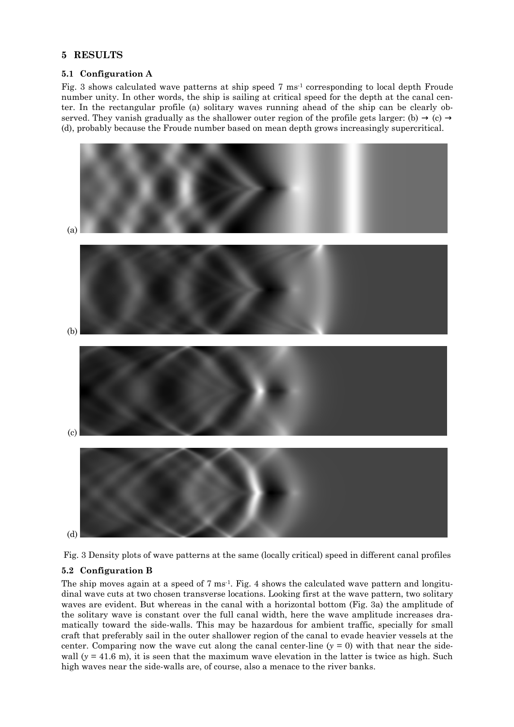## 5 RESULTS

### 5.1 Configuration A

Fig. 3 shows calculated wave patterns at ship speed 7 ms$^{-1}$ corresponding to local depth Froude number unity. In other words, the ship is sailing at critical speed for the depth at the canal center. In the rectangular profile (a) solitary waves running ahead of the ship can be clearly observed. They vanish gradually as the shallower outer region of the profile gets larger: (b) → (c) → (d), probably because the Froude number based on mean depth grows increasingly supercritical.

(a)

(b)

(c)

(d)

Fig. 3 Density plots of wave patterns at the same (locally critical) speed in different canal profiles

### 5.2 Configuration B

The ship moves again at a speed of 7 ms$^{-1}$. Fig. 4 shows the calculated wave pattern and longitudinal wave cuts at two chosen transverse locations. Looking first at the wave pattern, two solitary waves are evident. But whereas in the canal with a horizontal bottom (Fig. 3a) the amplitude of the solitary wave is constant over the full canal width, here the wave amplitude increases dramatically toward the side-walls. This may be hazardous for ambient traffic, specially for small craft that preferably sail in the outer shallower region of the canal to evade heavier vessels at the center. Comparing now the wave cut along the canal center-line ($y$ = 0) with that near the side-wall ($y$ = 41.6 m), it is seen that the maximum wave elevation in the latter is twice as high. Such high waves near the side-walls are, of course, also a menace to the river banks.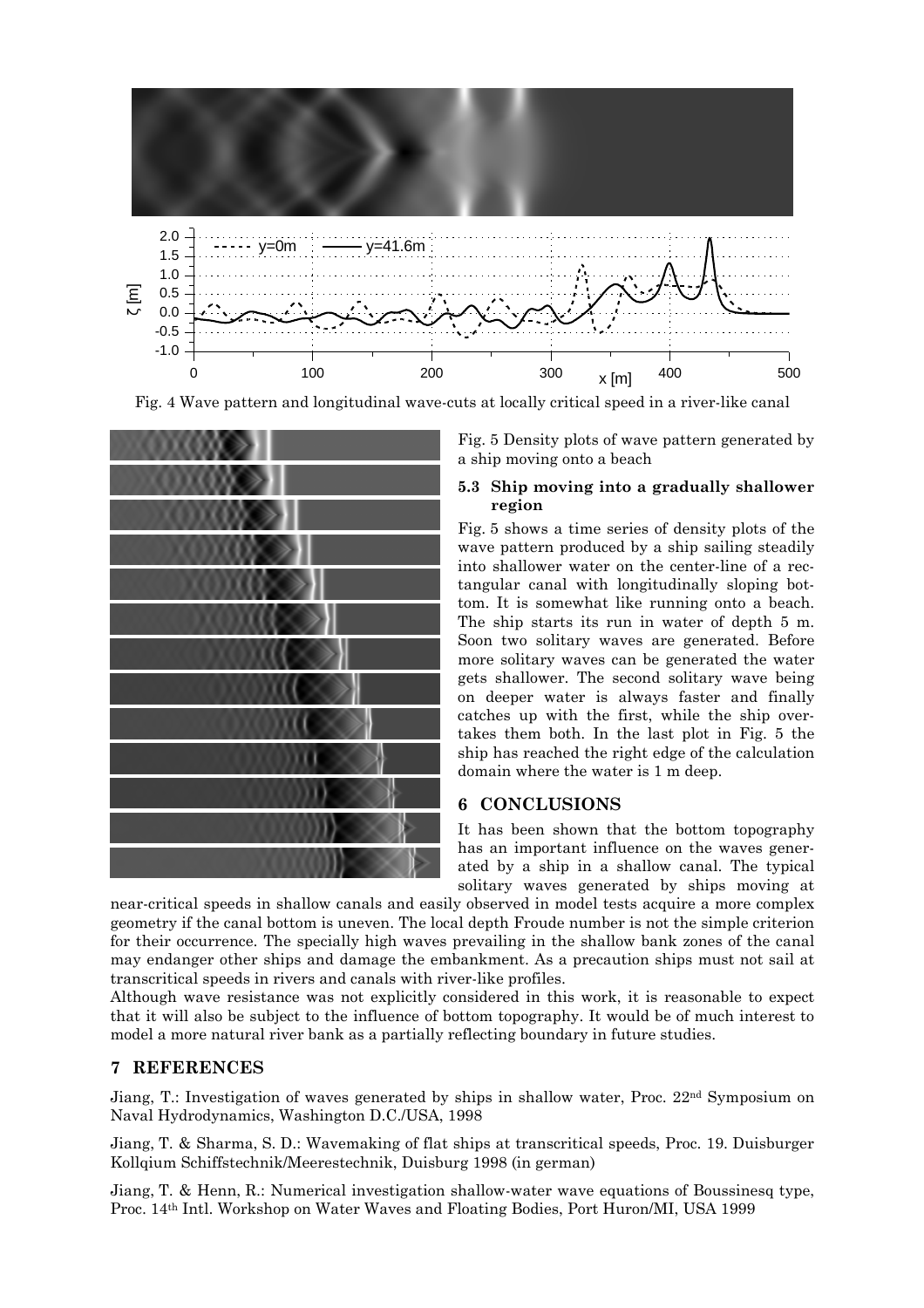2.0
1.5
1.0
0.5
0.0
-0.5
-1.0
ζ [m]
y=0m
y=41.6m
0
100
200
300
400
500
x [m]

Fig. 4 Wave pattern and longitudinal wave-cuts at locally critical speed in a river-like canal

Fig. 5 Density plots of wave pattern generated by a ship moving onto a beach

### 5.3 Ship moving into a gradually shallower region

Fig. 5 shows a time series of density plots of the wave pattern produced by a ship sailing steadily into shallower water on the center-line of a rectangular canal with longitudinally sloping bottom. It is somewhat like running onto a beach. The ship starts its run in water of depth 5 m. Soon two solitary waves are generated. Before more solitary waves can be generated the water gets shallower. The second solitary wave being on deeper water is always faster and finally catches up with the first, while the ship overtakes them both. In the last plot in Fig. 5 the ship has reached the right edge of the calculation domain where the water is 1 m deep.

## 6 CONCLUSIONS

It has been shown that the bottom topography has an important influence on the waves generated by a ship in a shallow canal. The typical solitary waves generated by ships moving at near-critical speeds in shallow canals and easily observed in model tests acquire a more complex geometry if the canal bottom is uneven. The local depth Froude number is not the simple criterion for their occurrence. The specially high waves prevailing in the shallow bank zones of the canal may endanger other ships and damage the embankment. As a precaution ships must not sail at transcritical speeds in rivers and canals with river-like profiles.

Although wave resistance was not explicitly considered in this work, it is reasonable to expect that it will also be subject to the influence of bottom topography. It would be of much interest to model a more natural river bank as a partially reflecting boundary in future studies.

## 7 REFERENCES

Jiang, T.: Investigation of waves generated by ships in shallow water, Proc. 22nd Symposium on Naval Hydrodynamics, Washington D.C./USA, 1998

Jiang, T. & Sharma, S. D.: Wavemaking of flat ships at transcritical speeds, Proc. 19. Duisburger Kollqium Schiffstechnik/Meerestechnik, Duisburg 1998 (in german)

Jiang, T. & Henn, R.: Numerical investigation shallow-water wave equations of Boussinesq type, Proc. 14th Intl. Workshop on Water Waves and Floating Bodies, Port Huron/MI, USA 1999